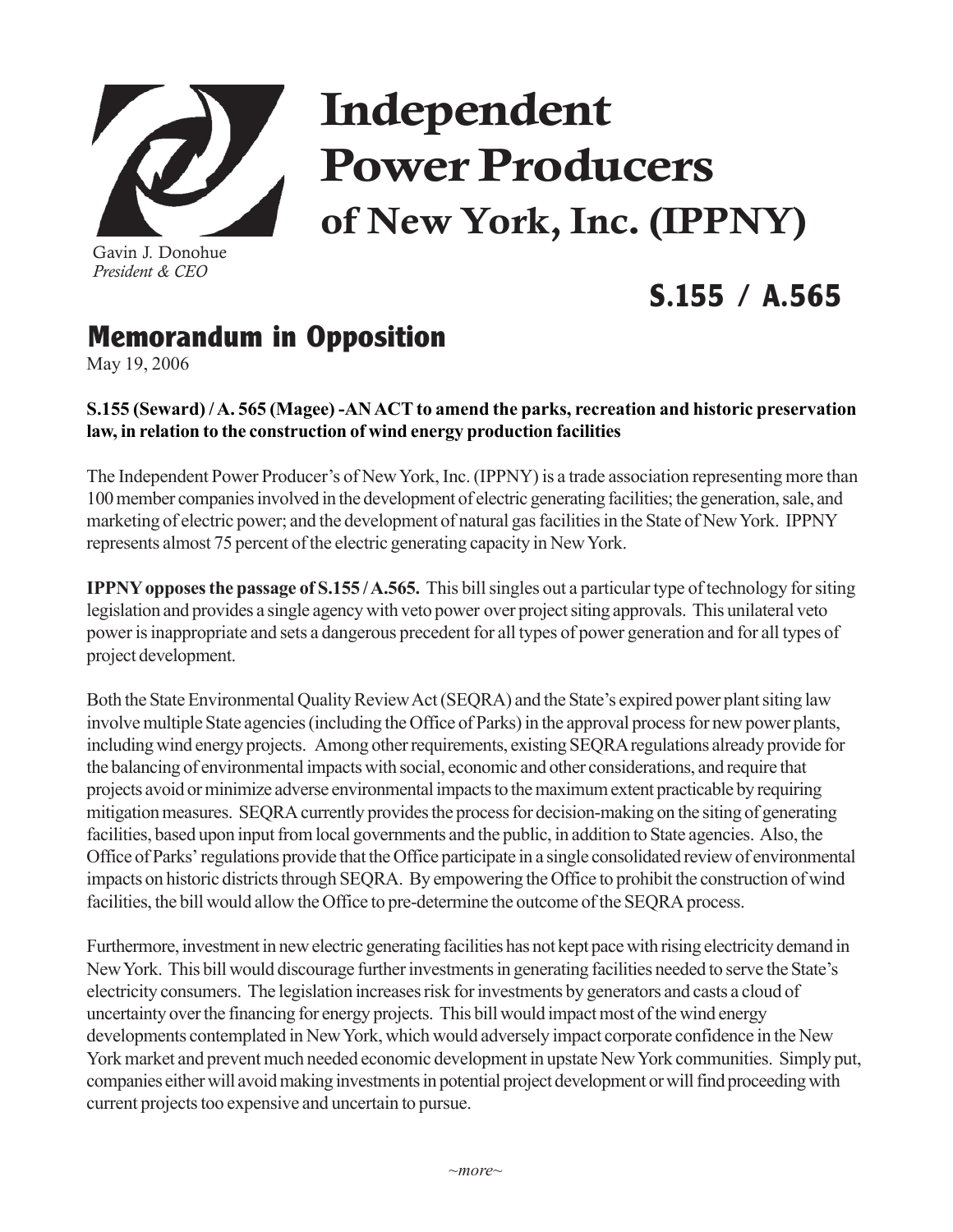# Independent Power Producers of New York, Inc. (IPPNY)

Gavin J. Donohue
*President & CEO*

## S.155 / A.565

## Memorandum in Opposition

May 19, 2006

**S.155 (Seward) / A. 565 (Magee) -AN ACT to amend the parks, recreation and historic preservation law, in relation to the construction of wind energy production facilities**

The Independent Power Producer's of New York, Inc. (IPPNY) is a trade association representing more than 100 member companies involved in the development of electric generating facilities; the generation, sale, and marketing of electric power; and the development of natural gas facilities in the State of New York. IPPNY represents almost 75 percent of the electric generating capacity in New York.

**IPPNY opposes the passage of S.155 / A.565.** This bill singles out a particular type of technology for siting legislation and provides a single agency with veto power over project siting approvals. This unilateral veto power is inappropriate and sets a dangerous precedent for all types of power generation and for all types of project development.

Both the State Environmental Quality Review Act (SEQRA) and the State's expired power plant siting law involve multiple State agencies (including the Office of Parks) in the approval process for new power plants, including wind energy projects. Among other requirements, existing SEQRA regulations already provide for the balancing of environmental impacts with social, economic and other considerations, and require that projects avoid or minimize adverse environmental impacts to the maximum extent practicable by requiring mitigation measures. SEQRA currently provides the process for decision-making on the siting of generating facilities, based upon input from local governments and the public, in addition to State agencies. Also, the Office of Parks' regulations provide that the Office participate in a single consolidated review of environmental impacts on historic districts through SEQRA. By empowering the Office to prohibit the construction of wind facilities, the bill would allow the Office to pre-determine the outcome of the SEQRA process.

Furthermore, investment in new electric generating facilities has not kept pace with rising electricity demand in New York. This bill would discourage further investments in generating facilities needed to serve the State's electricity consumers. The legislation increases risk for investments by generators and casts a cloud of uncertainty over the financing for energy projects. This bill would impact most of the wind energy developments contemplated in New York, which would adversely impact corporate confidence in the New York market and prevent much needed economic development in upstate New York communities. Simply put, companies either will avoid making investments in potential project development or will find proceeding with current projects too expensive and uncertain to pursue.

*~more~*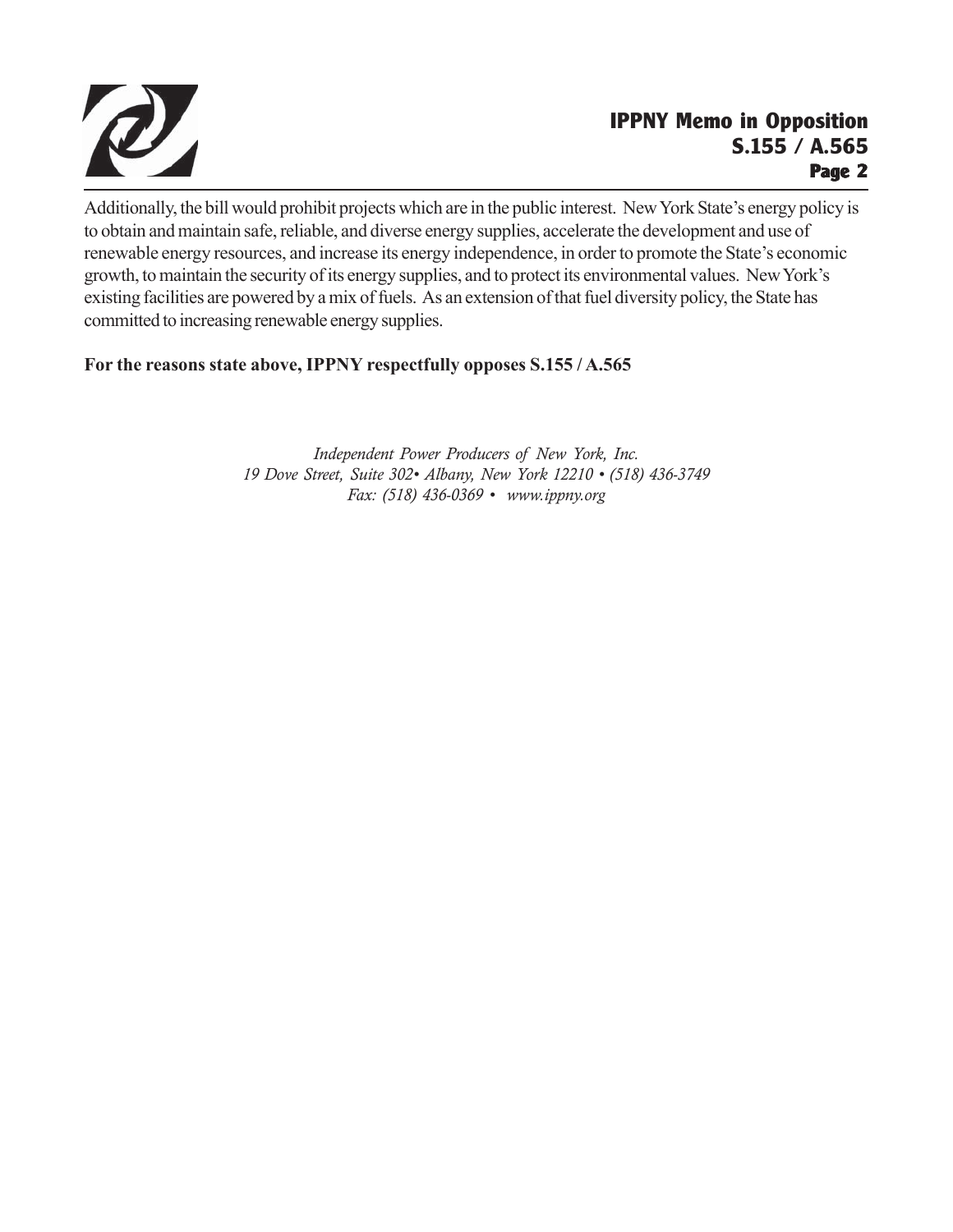Additionally, the bill would prohibit projects which are in the public interest. New York State's energy policy is to obtain and maintain safe, reliable, and diverse energy supplies, accelerate the development and use of renewable energy resources, and increase its energy independence, in order to promote the State's economic growth, to maintain the security of its energy supplies, and to protect its environmental values. New York's existing facilities are powered by a mix of fuels. As an extension of that fuel diversity policy, the State has committed to increasing renewable energy supplies.

**For the reasons state above, IPPNY respectfully opposes S.155 / A.565**

*Independent Power Producers of New York, Inc.*
*19 Dove Street, Suite 302• Albany, New York 12210 • (518) 436-3749*
*Fax: (518) 436-0369 • www.ippny.org*